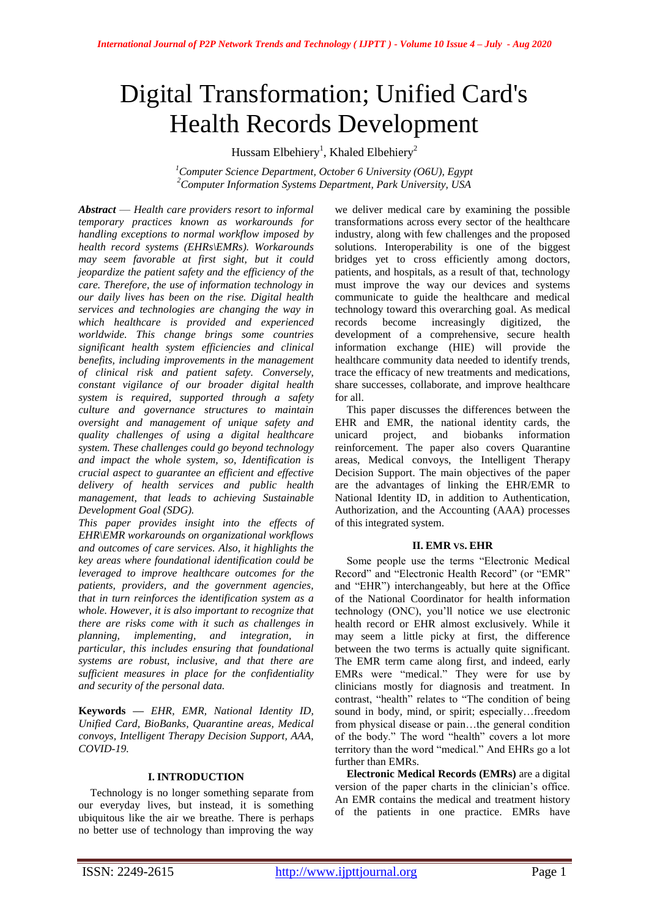# Digital Transformation; Unified Card's Health Records Development

Hussam Elbehiery[1], Khaled Elbehiery[2]

[1]*Computer Science Department, October 6 University (O6U), Egypt*
[2]*Computer Information Systems Department, Park University, USA*

***Abstract*** — *Health care providers resort to informal temporary practices known as workarounds for handling exceptions to normal workflow imposed by health record systems (EHRs\EMRs). Workarounds may seem favorable at first sight, but it could jeopardize the patient safety and the efficiency of the care. Therefore, the use of information technology in our daily lives has been on the rise. Digital health services and technologies are changing the way in which healthcare is provided and experienced worldwide. This change brings some countries significant health system efficiencies and clinical benefits, including improvements in the management of clinical risk and patient safety. Conversely, constant vigilance of our broader digital health system is required, supported through a safety culture and governance structures to maintain oversight and management of unique safety and quality challenges of using a digital healthcare system. These challenges could go beyond technology and impact the whole system, so, Identification is crucial aspect to guarantee an efficient and effective delivery of health services and public health management, that leads to achieving Sustainable Development Goal (SDG).*

*This paper provides insight into the effects of EHR\EMR workarounds on organizational workflows and outcomes of care services. Also, it highlights the key areas where foundational identification could be leveraged to improve healthcare outcomes for the patients, providers, and the government agencies, that in turn reinforces the identification system as a whole. However, it is also important to recognize that there are risks come with it such as challenges in planning, implementing, and integration, in particular, this includes ensuring that foundational systems are robust, inclusive, and that there are sufficient measures in place for the confidentiality and security of the personal data.*

**Keywords** — *EHR, EMR, National Identity ID, Unified Card, BioBanks, Quarantine areas, Medical convoys, Intelligent Therapy Decision Support, AAA, COVID-19.*

## I. INTRODUCTION

Technology is no longer something separate from our everyday lives, but instead, it is something ubiquitous like the air we breathe. There is perhaps no better use of technology than improving the way we deliver medical care by examining the possible transformations across every sector of the healthcare industry, along with few challenges and the proposed solutions. Interoperability is one of the biggest bridges yet to cross efficiently among doctors, patients, and hospitals, as a result of that, technology must improve the way our devices and systems communicate to guide the healthcare and medical technology toward this overarching goal. As medical records become increasingly digitized, the development of a comprehensive, secure health information exchange (HIE) will provide the healthcare community data needed to identify trends, trace the efficacy of new treatments and medications, share successes, collaborate, and improve healthcare for all.

This paper discusses the differences between the EHR and EMR, the national identity cards, the unicard project, and biobanks information reinforcement. The paper also covers Quarantine areas, Medical convoys, the Intelligent Therapy Decision Support. The main objectives of the paper are the advantages of linking the EHR/EMR to National Identity ID, in addition to Authentication, Authorization, and the Accounting (AAA) processes of this integrated system.

## II. EMR VS. EHR

Some people use the terms "Electronic Medical Record" and "Electronic Health Record" (or "EMR" and "EHR") interchangeably, but here at the Office of the National Coordinator for health information technology (ONC), you'll notice we use electronic health record or EHR almost exclusively. While it may seem a little picky at first, the difference between the two terms is actually quite significant. The EMR term came along first, and indeed, early EMRs were "medical." They were for use by clinicians mostly for diagnosis and treatment. In contrast, "health" relates to "The condition of being sound in body, mind, or spirit; especially…freedom from physical disease or pain…the general condition of the body." The word "health" covers a lot more territory than the word "medical." And EHRs go a lot further than EMRs.

**Electronic Medical Records (EMRs)** are a digital version of the paper charts in the clinician's office. An EMR contains the medical and treatment history of the patients in one practice. EMRs have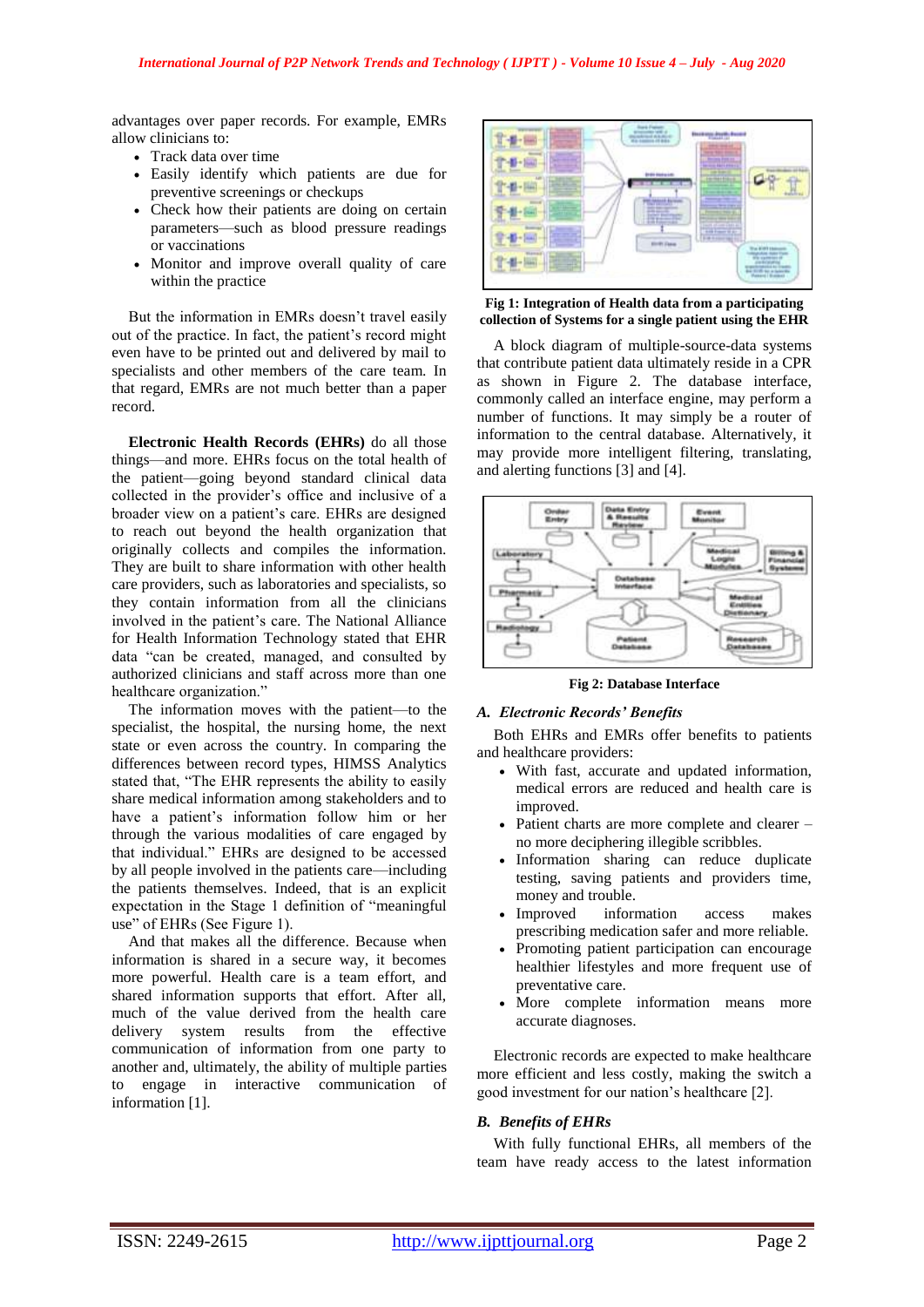advantages over paper records. For example, EMRs allow clinicians to:

- Track data over time
- Easily identify which patients are due for preventive screenings or checkups
- Check how their patients are doing on certain parameters—such as blood pressure readings or vaccinations
- Monitor and improve overall quality of care within the practice

But the information in EMRs doesn't travel easily out of the practice. In fact, the patient's record might even have to be printed out and delivered by mail to specialists and other members of the care team. In that regard, EMRs are not much better than a paper record.

**Electronic Health Records (EHRs)** do all those things—and more. EHRs focus on the total health of the patient—going beyond standard clinical data collected in the provider's office and inclusive of a broader view on a patient's care. EHRs are designed to reach out beyond the health organization that originally collects and compiles the information. They are built to share information with other health care providers, such as laboratories and specialists, so they contain information from all the clinicians involved in the patient's care. The National Alliance for Health Information Technology stated that EHR data "can be created, managed, and consulted by authorized clinicians and staff across more than one healthcare organization."

The information moves with the patient—to the specialist, the hospital, the nursing home, the next state or even across the country. In comparing the differences between record types, HIMSS Analytics stated that, "The EHR represents the ability to easily share medical information among stakeholders and to have a patient's information follow him or her through the various modalities of care engaged by that individual." EHRs are designed to be accessed by all people involved in the patients care—including the patients themselves. Indeed, that is an explicit expectation in the Stage 1 definition of "meaningful use" of EHRs (See Figure 1).

And that makes all the difference. Because when information is shared in a secure way, it becomes more powerful. Health care is a team effort, and shared information supports that effort. After all, much of the value derived from the health care delivery system results from the effective communication of information from one party to another and, ultimately, the ability of multiple parties to engage in interactive communication of information [1].

**Fig 1: Integration of Health data from a participating collection of Systems for a single patient using the EHR**

A block diagram of multiple-source-data systems that contribute patient data ultimately reside in a CPR as shown in Figure 2. The database interface, commonly called an interface engine, may perform a number of functions. It may simply be a router of information to the central database. Alternatively, it may provide more intelligent filtering, translating, and alerting functions [3] and [4].

**Fig 2: Database Interface**

### A. *Electronic Records' Benefits*

Both EHRs and EMRs offer benefits to patients and healthcare providers:

- With fast, accurate and updated information, medical errors are reduced and health care is improved.
- Patient charts are more complete and clearer – no more deciphering illegible scribbles.
- Information sharing can reduce duplicate testing, saving patients and providers time, money and trouble.
- Improved information access makes prescribing medication safer and more reliable.
- Promoting patient participation can encourage healthier lifestyles and more frequent use of preventative care.
- More complete information means more accurate diagnoses.

Electronic records are expected to make healthcare more efficient and less costly, making the switch a good investment for our nation's healthcare [2].

### B. *Benefits of EHRs*

With fully functional EHRs, all members of the team have ready access to the latest information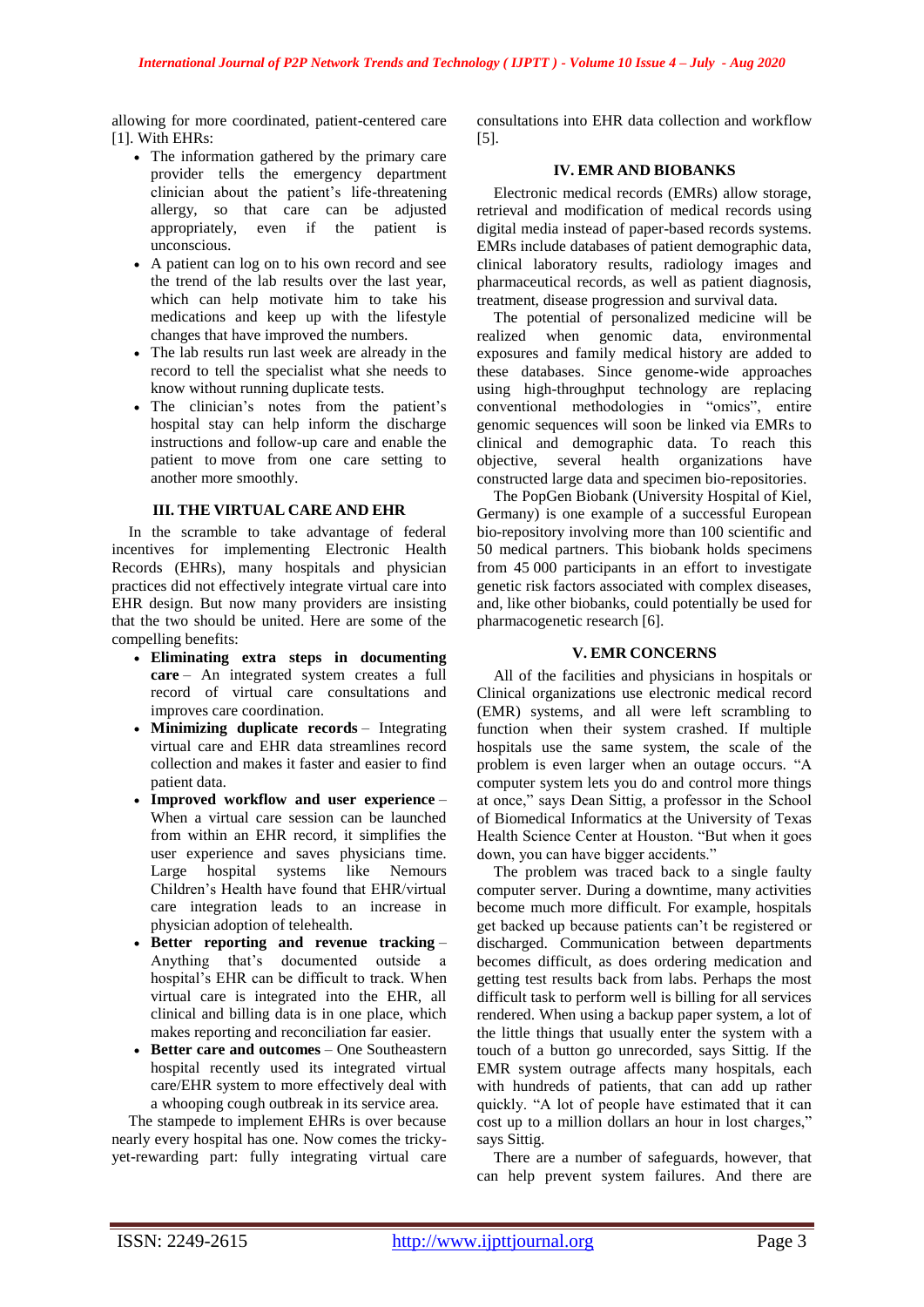allowing for more coordinated, patient-centered care [1]. With EHRs:

- The information gathered by the primary care provider tells the emergency department clinician about the patient's life-threatening allergy, so that care can be adjusted appropriately, even if the patient is unconscious.
- A patient can log on to his own record and see the trend of the lab results over the last year, which can help motivate him to take his medications and keep up with the lifestyle changes that have improved the numbers.
- The lab results run last week are already in the record to tell the specialist what she needs to know without running duplicate tests.
- The clinician's notes from the patient's hospital stay can help inform the discharge instructions and follow-up care and enable the patient to move from one care setting to another more smoothly.

## III. THE VIRTUAL CARE AND EHR

In the scramble to take advantage of federal incentives for implementing Electronic Health Records (EHRs), many hospitals and physician practices did not effectively integrate virtual care into EHR design. But now many providers are insisting that the two should be united. Here are some of the compelling benefits:

- **Eliminating extra steps in documenting care** – An integrated system creates a full record of virtual care consultations and improves care coordination.
- **Minimizing duplicate records** – Integrating virtual care and EHR data streamlines record collection and makes it faster and easier to find patient data.
- **Improved workflow and user experience** – When a virtual care session can be launched from within an EHR record, it simplifies the user experience and saves physicians time. Large hospital systems like Nemours Children's Health have found that EHR/virtual care integration leads to an increase in physician adoption of telehealth.
- **Better reporting and revenue tracking** – Anything that's documented outside a hospital's EHR can be difficult to track. When virtual care is integrated into the EHR, all clinical and billing data is in one place, which makes reporting and reconciliation far easier.
- **Better care and outcomes** – One Southeastern hospital recently used its integrated virtual care/EHR system to more effectively deal with a whooping cough outbreak in its service area.

The stampede to implement EHRs is over because nearly every hospital has one. Now comes the tricky-yet-rewarding part: fully integrating virtual care consultations into EHR data collection and workflow [5].

## IV. EMR AND BIOBANKS

Electronic medical records (EMRs) allow storage, retrieval and modification of medical records using digital media instead of paper-based records systems. EMRs include databases of patient demographic data, clinical laboratory results, radiology images and pharmaceutical records, as well as patient diagnosis, treatment, disease progression and survival data.

The potential of personalized medicine will be realized when genomic data, environmental exposures and family medical history are added to these databases. Since genome-wide approaches using high-throughput technology are replacing conventional methodologies in "omics", entire genomic sequences will soon be linked via EMRs to clinical and demographic data. To reach this objective, several health organizations have constructed large data and specimen bio-repositories.

The PopGen Biobank (University Hospital of Kiel, Germany) is one example of a successful European bio-repository involving more than 100 scientific and 50 medical partners. This biobank holds specimens from 45 000 participants in an effort to investigate genetic risk factors associated with complex diseases, and, like other biobanks, could potentially be used for pharmacogenetic research [6].

## V. EMR CONCERNS

All of the facilities and physicians in hospitals or Clinical organizations use electronic medical record (EMR) systems, and all were left scrambling to function when their system crashed. If multiple hospitals use the same system, the scale of the problem is even larger when an outage occurs. "A computer system lets you do and control more things at once," says Dean Sittig, a professor in the School of Biomedical Informatics at the University of Texas Health Science Center at Houston. "But when it goes down, you can have bigger accidents."

The problem was traced back to a single faulty computer server. During a downtime, many activities become much more difficult. For example, hospitals get backed up because patients can't be registered or discharged. Communication between departments becomes difficult, as does ordering medication and getting test results back from labs. Perhaps the most difficult task to perform well is billing for all services rendered. When using a backup paper system, a lot of the little things that usually enter the system with a touch of a button go unrecorded, says Sittig. If the EMR system outrage affects many hospitals, each with hundreds of patients, that can add up rather quickly. "A lot of people have estimated that it can cost up to a million dollars an hour in lost charges," says Sittig.

There are a number of safeguards, however, that can help prevent system failures. And there are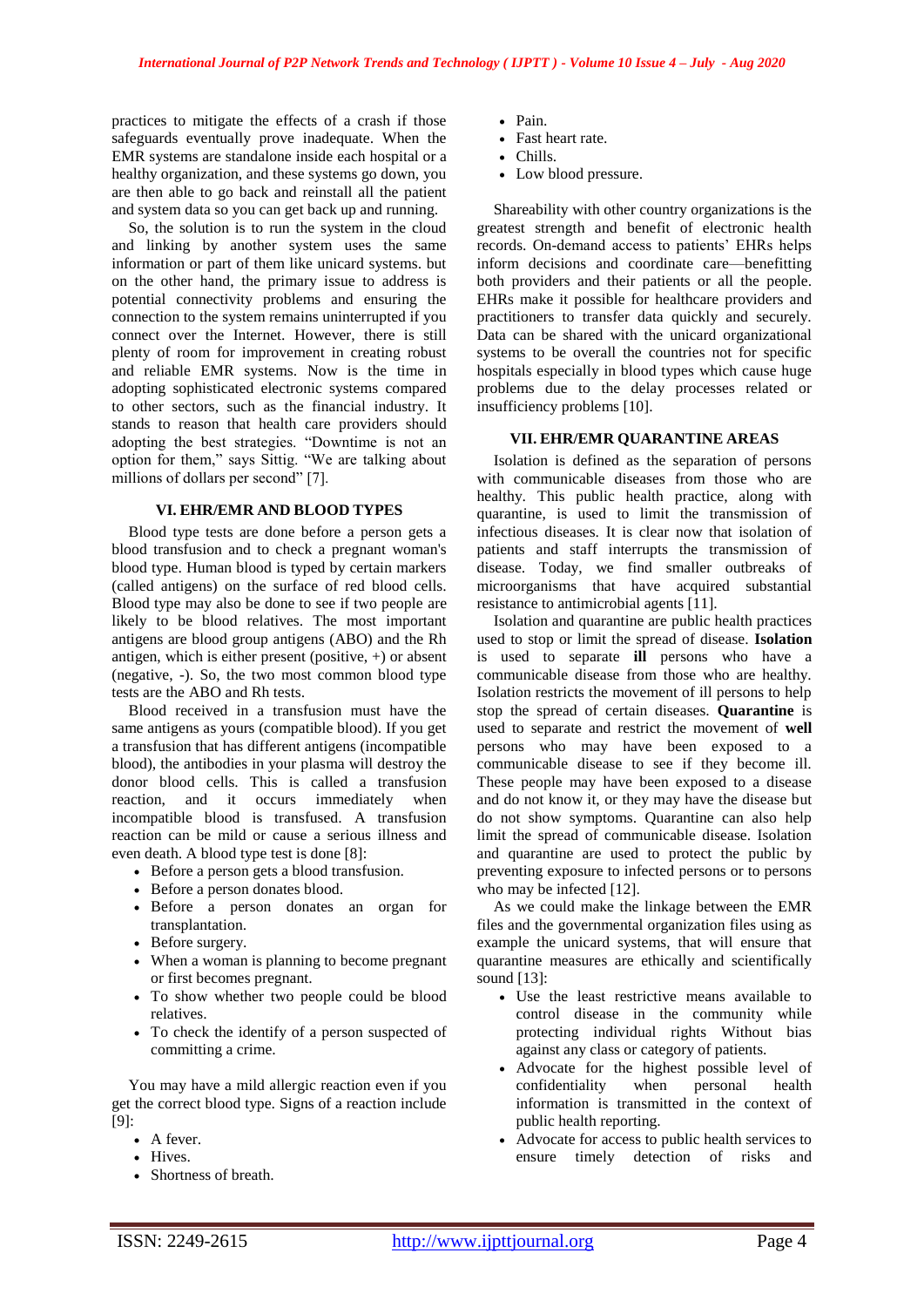practices to mitigate the effects of a crash if those safeguards eventually prove inadequate. When the EMR systems are standalone inside each hospital or a healthy organization, and these systems go down, you are then able to go back and reinstall all the patient and system data so you can get back up and running.

So, the solution is to run the system in the cloud and linking by another system uses the same information or part of them like unicard systems. but on the other hand, the primary issue to address is potential connectivity problems and ensuring the connection to the system remains uninterrupted if you connect over the Internet. However, there is still plenty of room for improvement in creating robust and reliable EMR systems. Now is the time in adopting sophisticated electronic systems compared to other sectors, such as the financial industry. It stands to reason that health care providers should adopting the best strategies. "Downtime is not an option for them," says Sittig. "We are talking about millions of dollars per second" [7].

## VI. EHR/EMR AND BLOOD TYPES

Blood type tests are done before a person gets a blood transfusion and to check a pregnant woman's blood type. Human blood is typed by certain markers (called antigens) on the surface of red blood cells. Blood type may also be done to see if two people are likely to be blood relatives. The most important antigens are blood group antigens (ABO) and the Rh antigen, which is either present (positive, +) or absent (negative, -). So, the two most common blood type tests are the ABO and Rh tests.

Blood received in a transfusion must have the same antigens as yours (compatible blood). If you get a transfusion that has different antigens (incompatible blood), the antibodies in your plasma will destroy the donor blood cells. This is called a transfusion reaction, and it occurs immediately when incompatible blood is transfused. A transfusion reaction can be mild or cause a serious illness and even death. A blood type test is done [8]:

- Before a person gets a blood transfusion.
- Before a person donates blood.
- Before a person donates an organ for transplantation.
- Before surgery.
- When a woman is planning to become pregnant or first becomes pregnant.
- To show whether two people could be blood relatives.
- To check the identify of a person suspected of committing a crime.

You may have a mild allergic reaction even if you get the correct blood type. Signs of a reaction include [9]:

- A fever.
- Hives.
- Shortness of breath.
- Pain.
- Fast heart rate.
- Chills.
- Low blood pressure.

Shareability with other country organizations is the greatest strength and benefit of electronic health records. On-demand access to patients' EHRs helps inform decisions and coordinate care—benefitting both providers and their patients or all the people. EHRs make it possible for healthcare providers and practitioners to transfer data quickly and securely. Data can be shared with the unicard organizational systems to be overall the countries not for specific hospitals especially in blood types which cause huge problems due to the delay processes related or insufficiency problems [10].

## VII. EHR/EMR QUARANTINE AREAS

Isolation is defined as the separation of persons with communicable diseases from those who are healthy. This public health practice, along with quarantine, is used to limit the transmission of infectious diseases. It is clear now that isolation of patients and staff interrupts the transmission of disease. Today, we find smaller outbreaks of microorganisms that have acquired substantial resistance to antimicrobial agents [11].

Isolation and quarantine are public health practices used to stop or limit the spread of disease. **Isolation** is used to separate **ill** persons who have a communicable disease from those who are healthy. Isolation restricts the movement of ill persons to help stop the spread of certain diseases. **Quarantine** is used to separate and restrict the movement of **well** persons who may have been exposed to a communicable disease to see if they become ill. These people may have been exposed to a disease and do not know it, or they may have the disease but do not show symptoms. Quarantine can also help limit the spread of communicable disease. Isolation and quarantine are used to protect the public by preventing exposure to infected persons or to persons who may be infected [12].

As we could make the linkage between the EMR files and the governmental organization files using as example the unicard systems, that will ensure that quarantine measures are ethically and scientifically sound [13]:

- Use the least restrictive means available to control disease in the community while protecting individual rights Without bias against any class or category of patients.
- Advocate for the highest possible level of confidentiality when personal health information is transmitted in the context of public health reporting.
- Advocate for access to public health services to ensure timely detection of risks and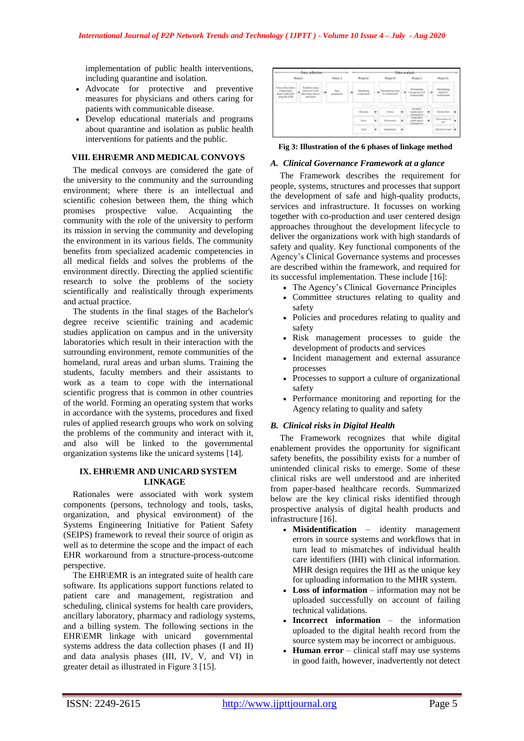implementation of public health interventions, including quarantine and isolation.

- Advocate for protective and preventive measures for physicians and others caring for patients with communicable disease.
- Develop educational materials and programs about quarantine and isolation as public health interventions for patients and the public.

## VIII. EHR\EMR AND MEDICAL CONVOYS

The medical convoys are considered the gate of the university to the community and the surrounding environment; where there is an intellectual and scientific cohesion between them, the thing which promises prospective value. Acquainting the community with the role of the university to perform its mission in serving the community and developing the environment in its various fields. The community benefits from specialized academic competencies in all medical fields and solves the problems of the environment directly. Directing the applied scientific research to solve the problems of the society scientifically and realistically through experiments and actual practice.

The students in the final stages of the Bachelor's degree receive scientific training and academic studies application on campus and in the university laboratories which result in their interaction with the surrounding environment, remote communities of the homeland, rural areas and urban slums. Training the students, faculty members and their assistants to work as a team to cope with the international scientific progress that is common in other countries of the world. Forming an operating system that works in accordance with the systems, procedures and fixed rules of applied research groups who work on solving the problems of the community and interact with it, and also will be linked to the governmental organization systems like the unicard systems [14].

## IX. EHR\EMR AND UNICARD SYSTEM LINKAGE

Rationales were associated with work system components (persons, technology and tools, tasks, organization, and physical environment) of the Systems Engineering Initiative for Patient Safety (SEIPS) framework to reveal their source of origin as well as to determine the scope and the impact of each EHR workaround from a structure-process-outcome perspective.

The EHR\EMR is an integrated suite of health care software. Its applications support functions related to patient care and management, registration and scheduling, clinical systems for health care providers, ancillary laboratory, pharmacy and radiology systems, and a billing system. The following sections in the EHR\EMR linkage with unicard governmental systems address the data collection phases (I and II) and data analysis phases (III, IV, V, and VI) in greater detail as illustrated in Figure 3 [15].

**Fig 3: Illustration of the 6 phases of linkage method**

### *A. Clinical Governance Framework at a glance*

The Framework describes the requirement for people, systems, structures and processes that support the development of safe and high-quality products, services and infrastructure. It focusses on working together with co-production and user centered design approaches throughout the development lifecycle to deliver the organizations work with high standards of safety and quality. Key functional components of the Agency's Clinical Governance systems and processes are described within the framework, and required for its successful implementation. These include [16]:

- The Agency's Clinical Governance Principles
- Committee structures relating to quality and safety
- Policies and procedures relating to quality and safety
- Risk management processes to guide the development of products and services
- Incident management and external assurance processes
- Processes to support a culture of organizational safety
- Performance monitoring and reporting for the Agency relating to quality and safety

### *B. Clinical risks in Digital Health*

The Framework recognizes that while digital enablement provides the opportunity for significant safety benefits, the possibility exists for a number of unintended clinical risks to emerge. Some of these clinical risks are well understood and are inherited from paper-based healthcare records. Summarized below are the key clinical risks identified through prospective analysis of digital health products and infrastructure [16].

- **Misidentification** – identity management errors in source systems and workflows that in turn lead to mismatches of individual health care identifiers (IHI) with clinical information. MHR design requires the IHI as the unique key for uploading information to the MHR system.
- **Loss of information** – information may not be uploaded successfully on account of failing technical validations.
- **Incorrect information** – the information uploaded to the digital health record from the source system may be incorrect or ambiguous.
- **Human error** – clinical staff may use systems in good faith, however, inadvertently not detect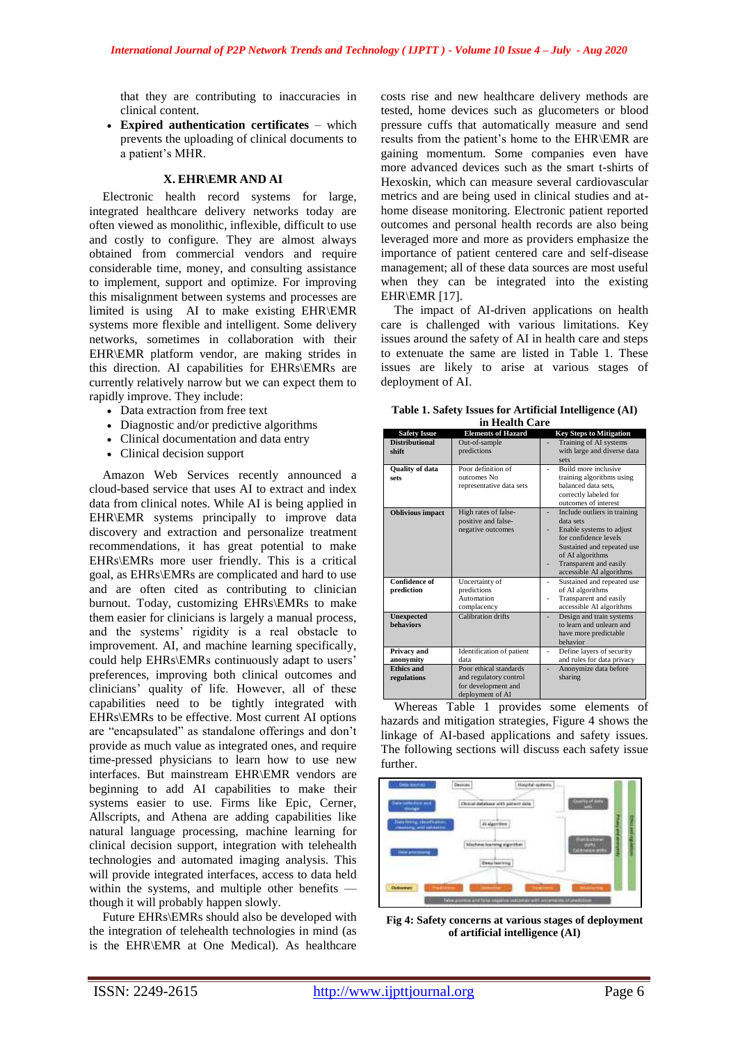that they are contributing to inaccuracies in clinical content.

- **Expired authentication certificates** – which prevents the uploading of clinical documents to a patient's MHR.

## X. EHR\EMR AND AI

Electronic health record systems for large, integrated healthcare delivery networks today are often viewed as monolithic, inflexible, difficult to use and costly to configure. They are almost always obtained from commercial vendors and require considerable time, money, and consulting assistance to implement, support and optimize. For improving this misalignment between systems and processes are limited is using AI to make existing EHR\EMR systems more flexible and intelligent. Some delivery networks, sometimes in collaboration with their EHR\EMR platform vendor, are making strides in this direction. AI capabilities for EHRs\EMRs are currently relatively narrow but we can expect them to rapidly improve. They include:

- Data extraction from free text
- Diagnostic and/or predictive algorithms
- Clinical documentation and data entry
- Clinical decision support

Amazon Web Services recently announced a cloud-based service that uses AI to extract and index data from clinical notes. While AI is being applied in EHR\EMR systems principally to improve data discovery and extraction and personalize treatment recommendations, it has great potential to make EHRs\EMRs more user friendly. This is a critical goal, as EHRs\EMRs are complicated and hard to use and are often cited as contributing to clinician burnout. Today, customizing EHRs\EMRs to make them easier for clinicians is largely a manual process, and the systems' rigidity is a real obstacle to improvement. AI, and machine learning specifically, could help EHRs\EMRs continuously adapt to users' preferences, improving both clinical outcomes and clinicians' quality of life. However, all of these capabilities need to be tightly integrated with EHRs\EMRs to be effective. Most current AI options are "encapsulated" as standalone offerings and don't provide as much value as integrated ones, and require time-pressed physicians to learn how to use new interfaces. But mainstream EHR\EMR vendors are beginning to add AI capabilities to make their systems easier to use. Firms like Epic, Cerner, Allscripts, and Athena are adding capabilities like natural language processing, machine learning for clinical decision support, integration with telehealth technologies and automated imaging analysis. This will provide integrated interfaces, access to data held within the systems, and multiple other benefits — though it will probably happen slowly.

Future EHRs\EMRs should also be developed with the integration of telehealth technologies in mind (as is the EHR\EMR at One Medical). As healthcare costs rise and new healthcare delivery methods are tested, home devices such as glucometers or blood pressure cuffs that automatically measure and send results from the patient's home to the EHR\EMR are gaining momentum. Some companies even have more advanced devices such as the smart t-shirts of Hexoskin, which can measure several cardiovascular metrics and are being used in clinical studies and at-home disease monitoring. Electronic patient reported outcomes and personal health records are also being leveraged more and more as providers emphasize the importance of patient centered care and self-disease management; all of these data sources are most useful when they can be integrated into the existing EHR\EMR [17].

The impact of AI-driven applications on health care is challenged with various limitations. Key issues around the safety of AI in health care and steps to extenuate the same are listed in Table 1. These issues are likely to arise at various stages of deployment of AI.

**Table 1. Safety Issues for Artificial Intelligence (AI) in Health Care**

| Safety Issue | Elements of Hazard | Key Steps to Mitigation |
|---|---|---|
| **Distributional shift** | Out-of-sample predictions | - Training of AI systems with large and diverse data sets |
| **Quality of data sets** | Poor definition of outcomes No representative data sets | - Build more inclusive training algorithms using balanced data sets, correctly labeled for outcomes of interest |
| **Oblivious impact** | High rates of false-positive and false-negative outcomes | - Include outliers in training data sets<br>- Enable systems to adjust for confidence levels Sustained and repeated use of AI algorithms<br>- Transparent and easily accessible AI algorithms |
| **Confidence of prediction** | Uncertainty of predictions Automation complacency | - Sustained and repeated use of AI algorithms<br>- Transparent and easily accessible AI algorithms |
| **Unexpected behaviors** | Calibration drifts | - Design and train systems to learn and unlearn and have more predictable behavior |
| **Privacy and anonymity** | Identification of patient data | - Define layers of security and rules for data privacy |
| **Ethics and regulations** | Poor ethical standards and regulatory control for development and deployment of AI | - Anonymize data before sharing |

Whereas Table 1 provides some elements of hazards and mitigation strategies, Figure 4 shows the linkage of AI-based applications and safety issues. The following sections will discuss each safety issue further.

**Fig 4: Safety concerns at various stages of deployment of artificial intelligence (AI)**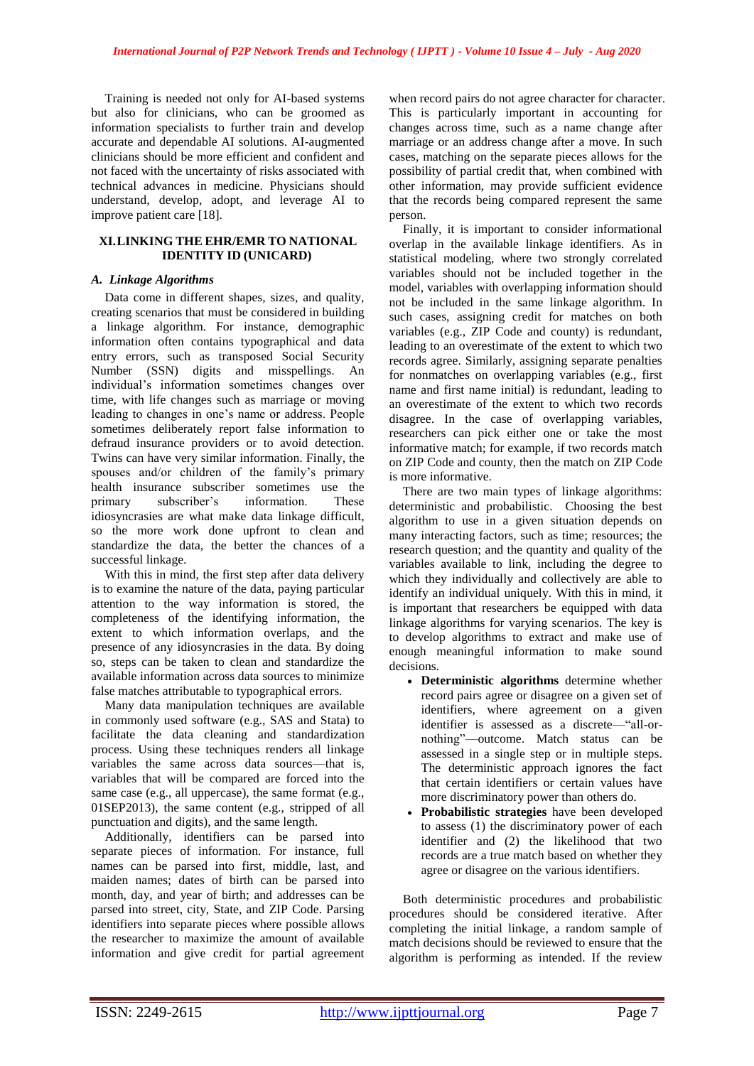Training is needed not only for AI-based systems but also for clinicians, who can be groomed as information specialists to further train and develop accurate and dependable AI solutions. AI-augmented clinicians should be more efficient and confident and not faced with the uncertainty of risks associated with technical advances in medicine. Physicians should understand, develop, adopt, and leverage AI to improve patient care [18].

## XI. LINKING THE EHR/EMR TO NATIONAL IDENTITY ID (UNICARD)

### *A. Linkage Algorithms*

Data come in different shapes, sizes, and quality, creating scenarios that must be considered in building a linkage algorithm. For instance, demographic information often contains typographical and data entry errors, such as transposed Social Security Number (SSN) digits and misspellings. An individual's information sometimes changes over time, with life changes such as marriage or moving leading to changes in one's name or address. People sometimes deliberately report false information to defraud insurance providers or to avoid detection. Twins can have very similar information. Finally, the spouses and/or children of the family's primary health insurance subscriber sometimes use the primary subscriber's information. These idiosyncrasies are what make data linkage difficult, so the more work done upfront to clean and standardize the data, the better the chances of a successful linkage.

With this in mind, the first step after data delivery is to examine the nature of the data, paying particular attention to the way information is stored, the completeness of the identifying information, the extent to which information overlaps, and the presence of any idiosyncrasies in the data. By doing so, steps can be taken to clean and standardize the available information across data sources to minimize false matches attributable to typographical errors.

Many data manipulation techniques are available in commonly used software (e.g., SAS and Stata) to facilitate the data cleaning and standardization process. Using these techniques renders all linkage variables the same across data sources—that is, variables that will be compared are forced into the same case (e.g., all uppercase), the same format (e.g., 01SEP2013), the same content (e.g., stripped of all punctuation and digits), and the same length.

Additionally, identifiers can be parsed into separate pieces of information. For instance, full names can be parsed into first, middle, last, and maiden names; dates of birth can be parsed into month, day, and year of birth; and addresses can be parsed into street, city, State, and ZIP Code. Parsing identifiers into separate pieces where possible allows the researcher to maximize the amount of available information and give credit for partial agreement when record pairs do not agree character for character. This is particularly important in accounting for changes across time, such as a name change after marriage or an address change after a move. In such cases, matching on the separate pieces allows for the possibility of partial credit that, when combined with other information, may provide sufficient evidence that the records being compared represent the same person.

Finally, it is important to consider informational overlap in the available linkage identifiers. As in statistical modeling, where two strongly correlated variables should not be included together in the model, variables with overlapping information should not be included in the same linkage algorithm. In such cases, assigning credit for matches on both variables (e.g., ZIP Code and county) is redundant, leading to an overestimate of the extent to which two records agree. Similarly, assigning separate penalties for nonmatches on overlapping variables (e.g., first name and first name initial) is redundant, leading to an overestimate of the extent to which two records disagree. In the case of overlapping variables, researchers can pick either one or take the most informative match; for example, if two records match on ZIP Code and county, then the match on ZIP Code is more informative.

There are two main types of linkage algorithms: deterministic and probabilistic. Choosing the best algorithm to use in a given situation depends on many interacting factors, such as time; resources; the research question; and the quantity and quality of the variables available to link, including the degree to which they individually and collectively are able to identify an individual uniquely. With this in mind, it is important that researchers be equipped with data linkage algorithms for varying scenarios. The key is to develop algorithms to extract and make use of enough meaningful information to make sound decisions.

- **Deterministic algorithms** determine whether record pairs agree or disagree on a given set of identifiers, where agreement on a given identifier is assessed as a discrete—"all-or-nothing"—outcome. Match status can be assessed in a single step or in multiple steps. The deterministic approach ignores the fact that certain identifiers or certain values have more discriminatory power than others do.
- **Probabilistic strategies** have been developed to assess (1) the discriminatory power of each identifier and (2) the likelihood that two records are a true match based on whether they agree or disagree on the various identifiers.

Both deterministic procedures and probabilistic procedures should be considered iterative. After completing the initial linkage, a random sample of match decisions should be reviewed to ensure that the algorithm is performing as intended. If the review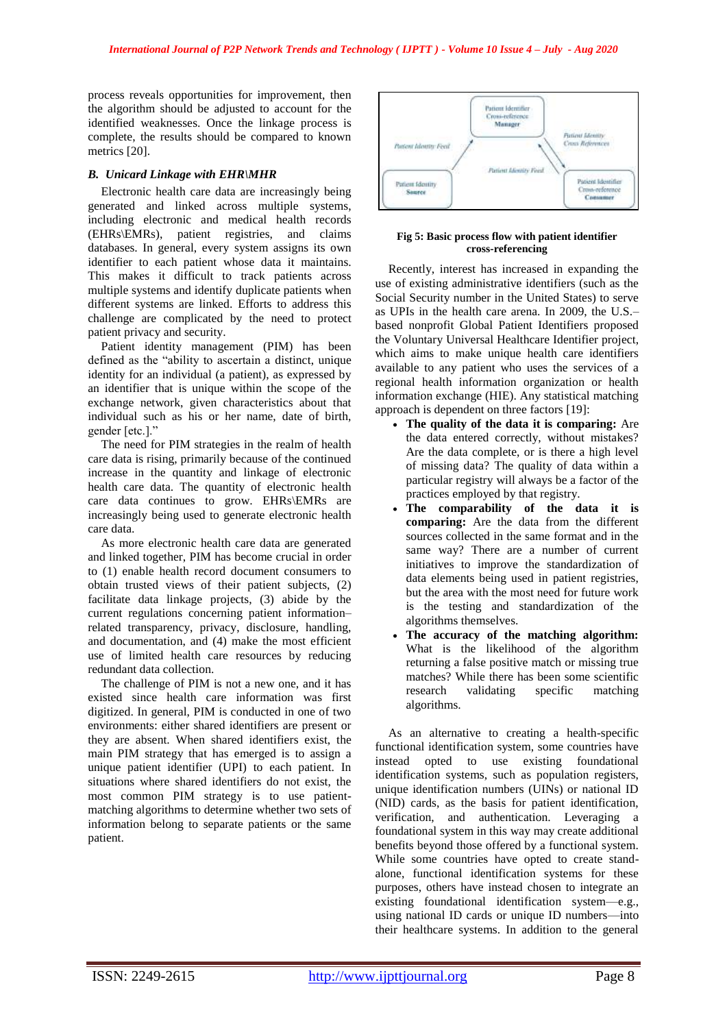process reveals opportunities for improvement, then the algorithm should be adjusted to account for the identified weaknesses. Once the linkage process is complete, the results should be compared to known metrics [20].

### B. Unicard Linkage with EHR\MHR

Electronic health care data are increasingly being generated and linked across multiple systems, including electronic and medical health records (EHRs\EMRs), patient registries, and claims databases. In general, every system assigns its own identifier to each patient whose data it maintains. This makes it difficult to track patients across multiple systems and identify duplicate patients when different systems are linked. Efforts to address this challenge are complicated by the need to protect patient privacy and security.

Patient identity management (PIM) has been defined as the "ability to ascertain a distinct, unique identity for an individual (a patient), as expressed by an identifier that is unique within the scope of the exchange network, given characteristics about that individual such as his or her name, date of birth, gender [etc.]."

The need for PIM strategies in the realm of health care data is rising, primarily because of the continued increase in the quantity and linkage of electronic health care data. The quantity of electronic health care data continues to grow. EHRs\EMRs are increasingly being used to generate electronic health care data.

As more electronic health care data are generated and linked together, PIM has become crucial in order to (1) enable health record document consumers to obtain trusted views of their patient subjects, (2) facilitate data linkage projects, (3) abide by the current regulations concerning patient information–related transparency, privacy, disclosure, handling, and documentation, and (4) make the most efficient use of limited health care resources by reducing redundant data collection.

The challenge of PIM is not a new one, and it has existed since health care information was first digitized. In general, PIM is conducted in one of two environments: either shared identifiers are present or they are absent. When shared identifiers exist, the main PIM strategy that has emerged is to assign a unique patient identifier (UPI) to each patient. In situations where shared identifiers do not exist, the most common PIM strategy is to use patient-matching algorithms to determine whether two sets of information belong to separate patients or the same patient.

**Fig 5: Basic process flow with patient identifier cross-referencing**

Recently, interest has increased in expanding the use of existing administrative identifiers (such as the Social Security number in the United States) to serve as UPIs in the health care arena. In 2009, the U.S.–based nonprofit Global Patient Identifiers proposed the Voluntary Universal Healthcare Identifier project, which aims to make unique health care identifiers available to any patient who uses the services of a regional health information organization or health information exchange (HIE). Any statistical matching approach is dependent on three factors [19]:

- **The quality of the data it is comparing:** Are the data entered correctly, without mistakes? Are the data complete, or is there a high level of missing data? The quality of data within a particular registry will always be a factor of the practices employed by that registry.
- **The comparability of the data it is comparing:** Are the data from the different sources collected in the same format and in the same way? There are a number of current initiatives to improve the standardization of data elements being used in patient registries, but the area with the most need for future work is the testing and standardization of the algorithms themselves.
- **The accuracy of the matching algorithm:** What is the likelihood of the algorithm returning a false positive match or missing true matches? While there has been some scientific research validating specific matching algorithms.

As an alternative to creating a health-specific functional identification system, some countries have instead opted to use existing foundational identification systems, such as population registers, unique identification numbers (UINs) or national ID (NID) cards, as the basis for patient identification, verification, and authentication. Leveraging a foundational system in this way may create additional benefits beyond those offered by a functional system. While some countries have opted to create stand-alone, functional identification systems for these purposes, others have instead chosen to integrate an existing foundational identification system—e.g., using national ID cards or unique ID numbers—into their healthcare systems. In addition to the general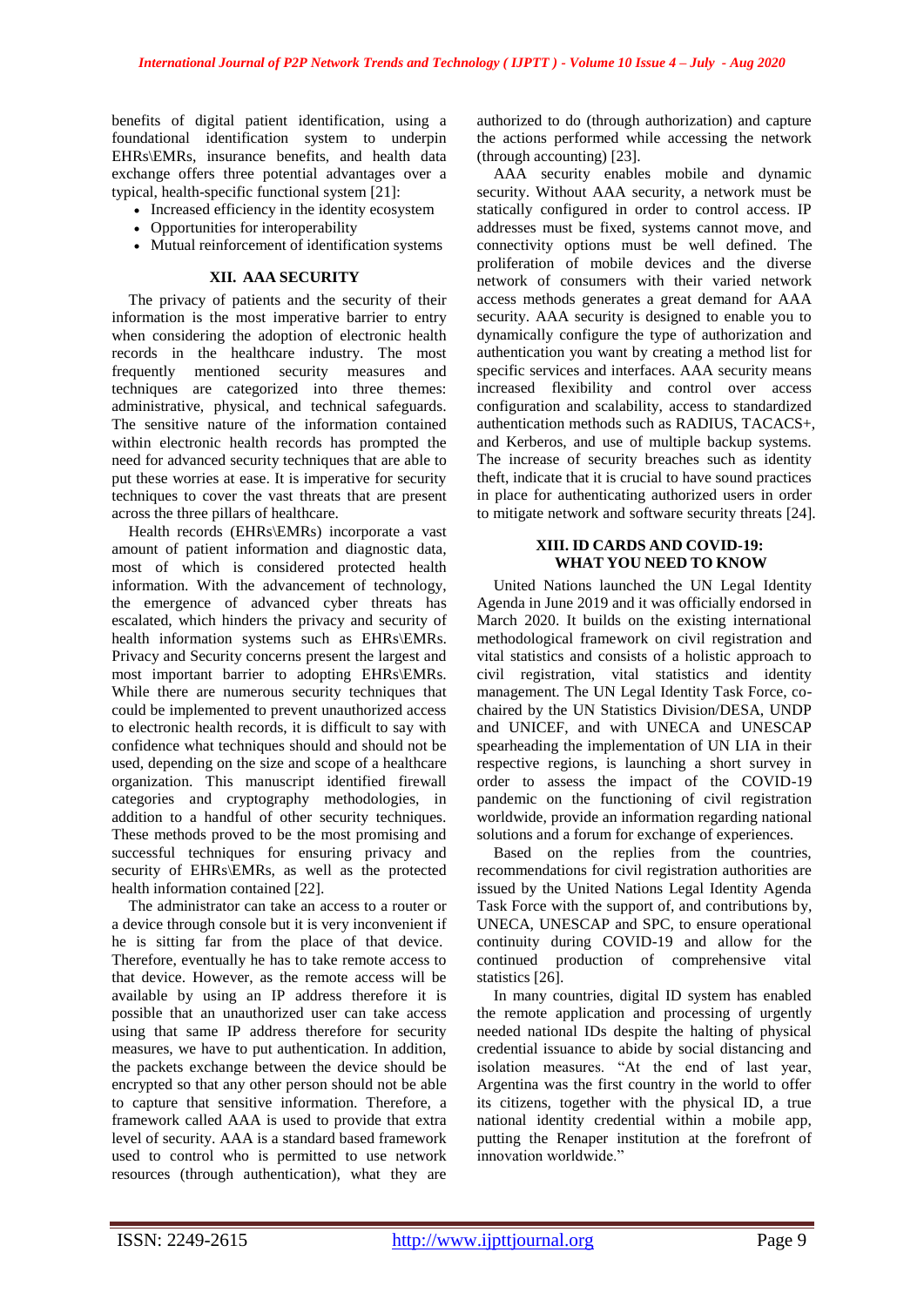benefits of digital patient identification, using a foundational identification system to underpin EHRs\EMRs, insurance benefits, and health data exchange offers three potential advantages over a typical, health-specific functional system [21]:

- Increased efficiency in the identity ecosystem
- Opportunities for interoperability
- Mutual reinforcement of identification systems

## XII. AAA SECURITY

The privacy of patients and the security of their information is the most imperative barrier to entry when considering the adoption of electronic health records in the healthcare industry. The most frequently mentioned security measures and techniques are categorized into three themes: administrative, physical, and technical safeguards. The sensitive nature of the information contained within electronic health records has prompted the need for advanced security techniques that are able to put these worries at ease. It is imperative for security techniques to cover the vast threats that are present across the three pillars of healthcare.

Health records (EHRs\EMRs) incorporate a vast amount of patient information and diagnostic data, most of which is considered protected health information. With the advancement of technology, the emergence of advanced cyber threats has escalated, which hinders the privacy and security of health information systems such as EHRs\EMRs. Privacy and Security concerns present the largest and most important barrier to adopting EHRs\EMRs. While there are numerous security techniques that could be implemented to prevent unauthorized access to electronic health records, it is difficult to say with confidence what techniques should and should not be used, depending on the size and scope of a healthcare organization. This manuscript identified firewall categories and cryptography methodologies, in addition to a handful of other security techniques. These methods proved to be the most promising and successful techniques for ensuring privacy and security of EHRs\EMRs, as well as the protected health information contained [22].

The administrator can take an access to a router or a device through console but it is very inconvenient if he is sitting far from the place of that device. Therefore, eventually he has to take remote access to that device. However, as the remote access will be available by using an IP address therefore it is possible that an unauthorized user can take access using that same IP address therefore for security measures, we have to put authentication. In addition, the packets exchange between the device should be encrypted so that any other person should not be able to capture that sensitive information. Therefore, a framework called AAA is used to provide that extra level of security. AAA is a standard based framework used to control who is permitted to use network resources (through authentication), what they are authorized to do (through authorization) and capture the actions performed while accessing the network (through accounting) [23].

AAA security enables mobile and dynamic security. Without AAA security, a network must be statically configured in order to control access. IP addresses must be fixed, systems cannot move, and connectivity options must be well defined. The proliferation of mobile devices and the diverse network of consumers with their varied network access methods generates a great demand for AAA security. AAA security is designed to enable you to dynamically configure the type of authorization and authentication you want by creating a method list for specific services and interfaces. AAA security means increased flexibility and control over access configuration and scalability, access to standardized authentication methods such as RADIUS, TACACS+, and Kerberos, and use of multiple backup systems. The increase of security breaches such as identity theft, indicate that it is crucial to have sound practices in place for authenticating authorized users in order to mitigate network and software security threats [24].

## XIII. ID CARDS AND COVID-19: WHAT YOU NEED TO KNOW

United Nations launched the UN Legal Identity Agenda in June 2019 and it was officially endorsed in March 2020. It builds on the existing international methodological framework on civil registration and vital statistics and consists of a holistic approach to civil registration, vital statistics and identity management. The UN Legal Identity Task Force, co-chaired by the UN Statistics Division/DESA, UNDP and UNICEF, and with UNECA and UNESCAP spearheading the implementation of UN LIA in their respective regions, is launching a short survey in order to assess the impact of the COVID-19 pandemic on the functioning of civil registration worldwide, provide an information regarding national solutions and a forum for exchange of experiences.

Based on the replies from the countries, recommendations for civil registration authorities are issued by the United Nations Legal Identity Agenda Task Force with the support of, and contributions by, UNECA, UNESCAP and SPC, to ensure operational continuity during COVID-19 and allow for the continued production of comprehensive vital statistics [26].

In many countries, digital ID system has enabled the remote application and processing of urgently needed national IDs despite the halting of physical credential issuance to abide by social distancing and isolation measures. "At the end of last year, Argentina was the first country in the world to offer its citizens, together with the physical ID, a true national identity credential within a mobile app, putting the Renaper institution at the forefront of innovation worldwide."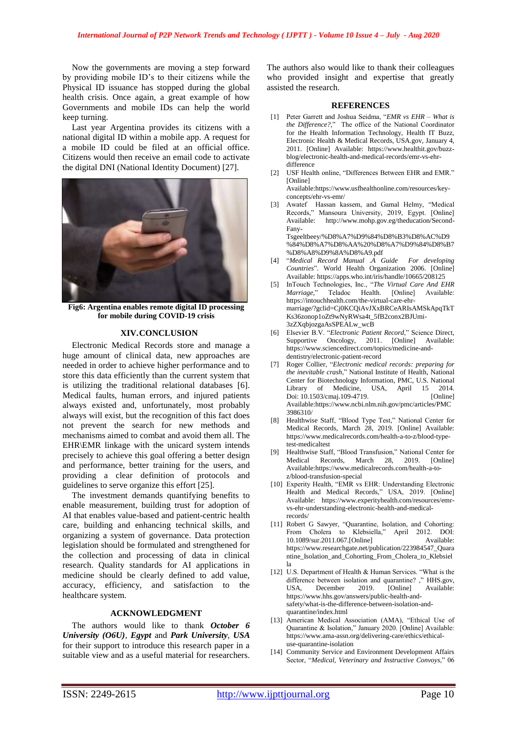Now the governments are moving a step forward by providing mobile ID's to their citizens while the Physical ID issuance has stopped during the global health crisis. Once again, a great example of how Governments and mobile IDs can help the world keep turning.

Last year Argentina provides its citizens with a national digital ID within a mobile app. A request for a mobile ID could be filed at an official office. Citizens would then receive an email code to activate the digital DNI (National Identity Document) [27].

**Fig6: Argentina enables remote digital ID processing for mobile during COVID-19 crisis**

## XIV. CONCLUSION

Electronic Medical Records store and manage a huge amount of clinical data, new approaches are needed in order to achieve higher performance and to store this data efficiently than the current system that is utilizing the traditional relational databases [6]. Medical faults, human errors, and injured patients always existed and, unfortunately, most probably always will exist, but the recognition of this fact does not prevent the search for new methods and mechanisms aimed to combat and avoid them. The EHR\EMR linkage with the unicard system intends precisely to achieve this goal offering a better design and performance, better training for the users, and providing a clear definition of protocols and guidelines to serve organize this effort [25].

The investment demands quantifying benefits to enable measurement, building trust for adoption of AI that enables value-based and patient-centric health care, building and enhancing technical skills, and organizing a system of governance. Data protection legislation should be formulated and strengthened for the collection and processing of data in clinical research. Quality standards for AI applications in medicine should be clearly defined to add value, accuracy, efficiency, and satisfaction to the healthcare system.

## ACKNOWLEDGMENT

The authors would like to thank ***October 6 University (O6U)***, ***Egypt*** and ***Park University***, ***USA*** for their support to introduce this research paper in a suitable view and as a useful material for researchers. The authors also would like to thank their colleagues who provided insight and expertise that greatly assisted the research.

## REFERENCES

[1] Peter Garrett and Joshua Seidma, "*EMR vs EHR – What is the Difference?*," The office of the National Coordinator for the Health Information Technology, Health IT Buzz, Electronic Health & Medical Records, USA.gov, January 4, 2011. [Online] Available: https://www.healthit.gov/buzz-blog/electronic-health-and-medical-records/emr-vs-ehr-difference

[2] USF Health online, "Differences Between EHR and EMR." [Online] Available:https://www.usfhealthonline.com/resources/key-concepts/ehr-vs-emr/

[3] Awatef Hassan kassem, and Gamal Helmy, "Medical Records," Mansoura University, 2019, Egypt. [Online] Available: http://www.mohp.gov.eg/theducation/Second-Fany-Tsgeeltbeey/%D8%A7%D9%84%D8%B3%D8%AC%D9%84%D8%A7%D8%AA%20%D8%A7%D9%84%D8%B7%D8%A8%D9%8A%D8%A9.pdf

[4] "*Medical Record Manual .A Guide For developing Countries*". World Health Organization 2006. [Online] Available: https://apps.who.int/iris/handle/10665/208125

[5] InTouch Technologies, Inc., "*The Virtual Care And EHR Marriage,*" Teladoc Health. [Online] Available: https://intouchhealth.com/the-virtual-care-ehr-marriage/?gclid=Cj0KCQiAvJXxBRCeARIsAMSkApqTKKs36zonop1oZt9wNyRWsa4t_5fB2conx2BJUmi-3zZXqbjozgaAsSPEALw_wcB

[6] Elsevier B.V. "*Electronic Patient Record*," Science Direct, Supportive Oncology, 2011. [Online] Available: https://www.sciencedirect.com/topics/medicine-and-dentistry/electronic-patient-record

[7] Roger Collier, "*Electronic medical records: preparing for the inevitable crash*," National Institute of Health, National Center for Biotechnology Information, PMC, U.S. National Library of Medicine, USA, April 15 2014. Doi: 10.1503/cmaj.109-4719. [Online] Available:https://www.ncbi.nlm.nih.gov/pmc/articles/PMC3986310/

[8] Healthwise Staff, "Blood Type Test," National Center for Medical Records, March 28, 2019. [Online] Available: https://www.medicalrecords.com/health-a-to-z/blood-type-test-medicaltest

[9] Healthwise Staff, "Blood Transfusion," National Center for Medical Records, March 28, 2019. [Online] Available:https://www.medicalrecords.com/health-a-to-z/blood-transfusion-special

[10] Experity Health, "EMR vs EHR: Understanding Electronic Health and Medical Records," USA, 2019. [Online] Available: https://www.experityhealth.com/resources/emr-vs-ehr-understanding-electronic-health-and-medical-records/

[11] Robert G Sawyer, "Quarantine, Isolation, and Cohorting: From Cholera to Klebsiella," April 2012. DOI: 10.1089/sur.2011.067.[Online] Available: https://www.researchgate.net/publication/223984547_Quarantine_Isolation_and_Cohorting_From_Cholera_to_Klebsiella

[12] U.S. Department of Health & Human Services. "What is the difference between isolation and quarantine? ," HHS.gov, USA, December 2019. [Online] Available: https://www.hhs.gov/answers/public-health-and-safety/what-is-the-difference-between-isolation-and-quarantine/index.html

[13] American Medical Association (AMA), "Ethical Use of Quarantine & Isolation," January 2020. [Online] Available: https://www.ama-assn.org/delivering-care/ethics/ethical-use-quarantine-isolation

[14] Community Service and Environment Development Affairs Sector, "*Medical, Veterinary and Instructive Convoys*," 06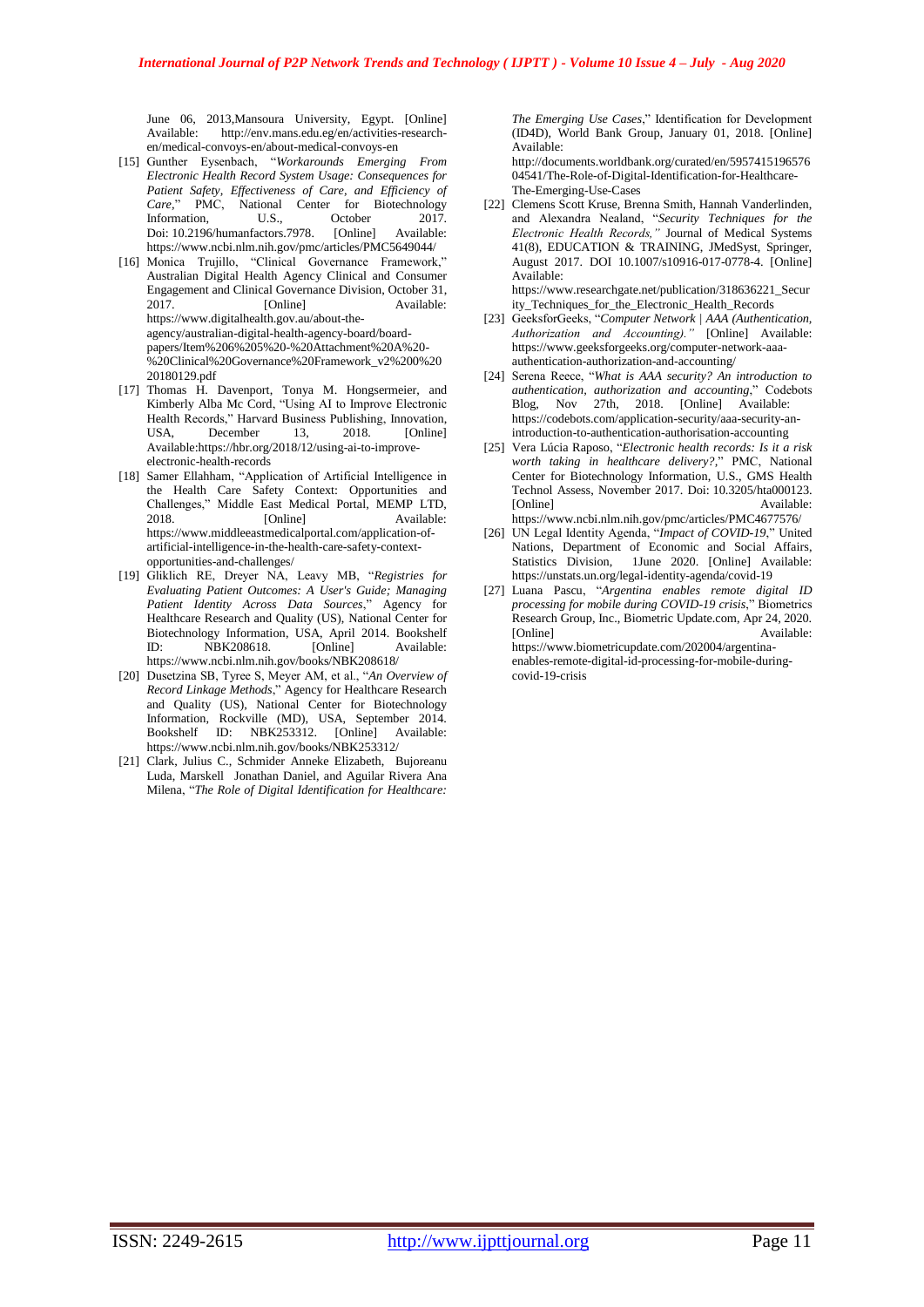June 06, 2013,Mansoura University, Egypt. [Online] Available: http://env.mans.edu.eg/en/activities-research-en/medical-convoys-en/about-medical-convoys-en

[15] Gunther Eysenbach, "*Workarounds Emerging From Electronic Health Record System Usage: Consequences for Patient Safety, Effectiveness of Care, and Efficiency of Care*," PMC, National Center for Biotechnology Information, U.S., October 2017. Doi: 10.2196/humanfactors.7978. [Online] Available: https://www.ncbi.nlm.nih.gov/pmc/articles/PMC5649044/

[16] Monica Trujillo, "Clinical Governance Framework," Australian Digital Health Agency Clinical and Consumer Engagement and Clinical Governance Division, October 31, 2017. [Online] Available: https://www.digitalhealth.gov.au/about-the-agency/australian-digital-health-agency-board/board-papers/Item%206%205%20-%20Attachment%20A%20-%20Clinical%20Governance%20Framework_v2%200%2020180129.pdf

[17] Thomas H. Davenport, Tonya M. Hongsermeier, and Kimberly Alba Mc Cord, "Using AI to Improve Electronic Health Records," Harvard Business Publishing, Innovation, USA, December 13, 2018. [Online] Available:https://hbr.org/2018/12/using-ai-to-improve-electronic-health-records

[18] Samer Ellahham, "Application of Artificial Intelligence in the Health Care Safety Context: Opportunities and Challenges," Middle East Medical Portal, MEMP LTD, 2018. [Online] Available: https://www.middleeastmedicalportal.com/application-of-artificial-intelligence-in-the-health-care-safety-context-opportunities-and-challenges/

[19] Gliklich RE, Dreyer NA, Leavy MB, "*Registries for Evaluating Patient Outcomes: A User's Guide; Managing Patient Identity Across Data Sources*," Agency for Healthcare Research and Quality (US), National Center for Biotechnology Information, USA, April 2014. Bookshelf ID: NBK208618. [Online] Available: https://www.ncbi.nlm.nih.gov/books/NBK208618/

[20] Dusetzina SB, Tyree S, Meyer AM, et al., "*An Overview of Record Linkage Methods*," Agency for Healthcare Research and Quality (US), National Center for Biotechnology Information, Rockville (MD), USA, September 2014. Bookshelf ID: NBK253312. [Online] Available: https://www.ncbi.nlm.nih.gov/books/NBK253312/

[21] Clark, Julius C., Schmider Anneke Elizabeth, Bujoreanu Luda, Marskell Jonathan Daniel, and Aguilar Rivera Ana Milena, "*The Role of Digital Identification for Healthcare: The Emerging Use Cases*," Identification for Development (ID4D), World Bank Group, January 01, 2018. [Online] Available: http://documents.worldbank.org/curated/en/595741519657604541/The-Role-of-Digital-Identification-for-Healthcare-The-Emerging-Use-Cases

[22] Clemens Scott Kruse, Brenna Smith, Hannah Vanderlinden, and Alexandra Nealand, "*Security Techniques for the Electronic Health Records,"* Journal of Medical Systems 41(8), EDUCATION & TRAINING, JMedSyst, Springer, August 2017. DOI 10.1007/s10916-017-0778-4. [Online] Available: https://www.researchgate.net/publication/318636221_Security_Techniques_for_the_Electronic_Health_Records

[23] GeeksforGeeks, "*Computer Network | AAA (Authentication, Authorization and Accounting)."* [Online] Available: https://www.geeksforgeeks.org/computer-network-aaa-authentication-authorization-and-accounting/

[24] Serena Reece, "*What is AAA security? An introduction to authentication, authorization and accounting*," Codebots Blog, Nov 27th, 2018. [Online] Available: https://codebots.com/application-security/aaa-security-an-introduction-to-authentication-authorisation-accounting

[25] Vera Lúcia Raposo, "*Electronic health records: Is it a risk worth taking in healthcare delivery?*," PMC, National Center for Biotechnology Information, U.S., GMS Health Technol Assess, November 2017. Doi: 10.3205/hta000123. [Online] Available: https://www.ncbi.nlm.nih.gov/pmc/articles/PMC4677576/

[26] UN Legal Identity Agenda, "*Impact of COVID-19*," United Nations, Department of Economic and Social Affairs, Statistics Division, 1June 2020. [Online] Available: https://unstats.un.org/legal-identity-agenda/covid-19

[27] Luana Pascu, "*Argentina enables remote digital ID processing for mobile during COVID-19 crisis*," Biometrics Research Group, Inc., Biometric Update.com, Apr 24, 2020. [Online] Available: https://www.biometricupdate.com/202004/argentina-enables-remote-digital-id-processing-for-mobile-during-covid-19-crisis